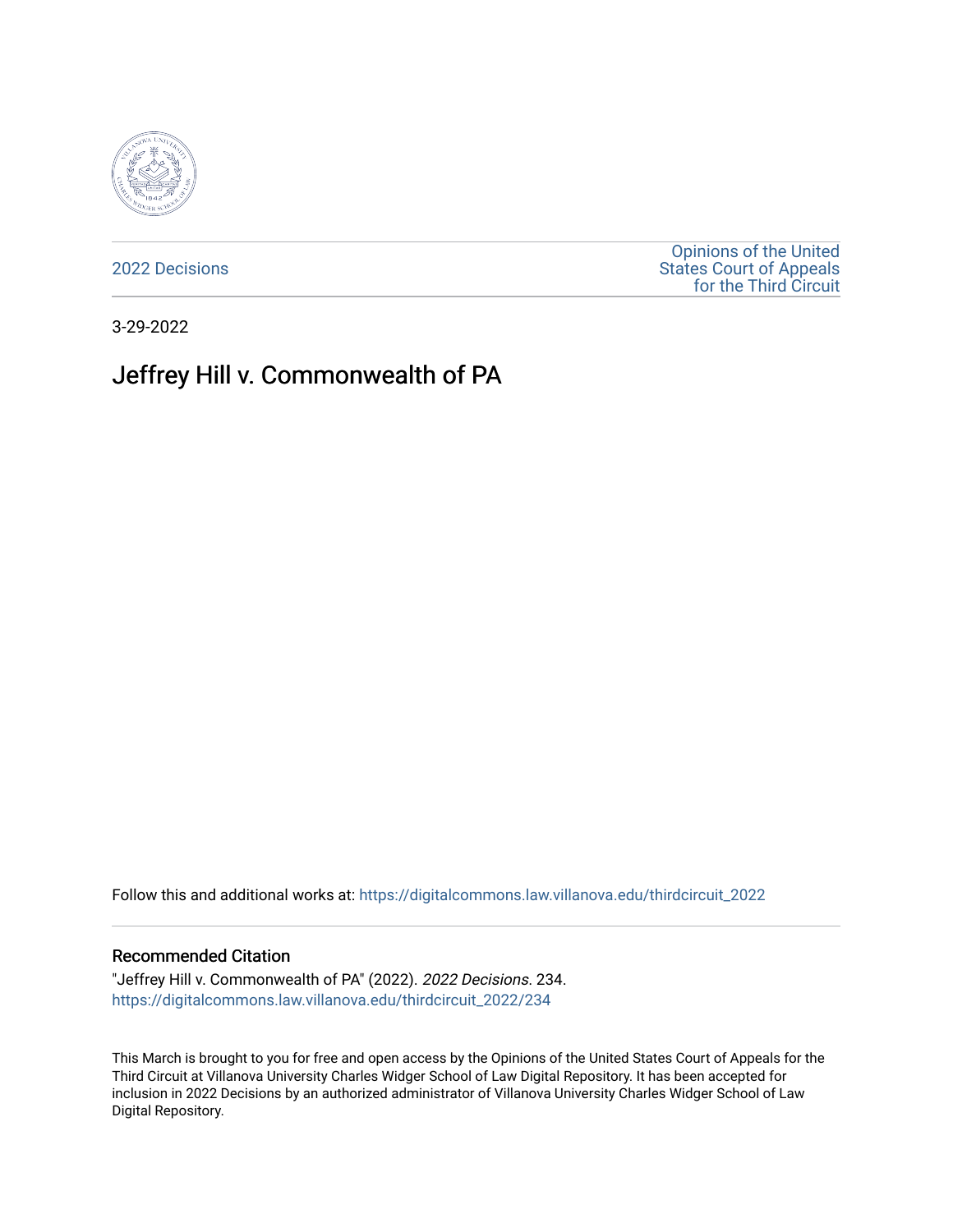2022 Decisions

Opinions of the United States Court of Appeals for the Third Circuit

3-29-2022

# Jeffrey Hill v. Commonwealth of PA

Follow this and additional works at: https://digitalcommons.law.villanova.edu/thirdcircuit_2022

## Recommended Citation

"Jeffrey Hill v. Commonwealth of PA" (2022). *2022 Decisions*. 234.
https://digitalcommons.law.villanova.edu/thirdcircuit_2022/234

This March is brought to you for free and open access by the Opinions of the United States Court of Appeals for the Third Circuit at Villanova University Charles Widger School of Law Digital Repository. It has been accepted for inclusion in 2022 Decisions by an authorized administrator of Villanova University Charles Widger School of Law Digital Repository.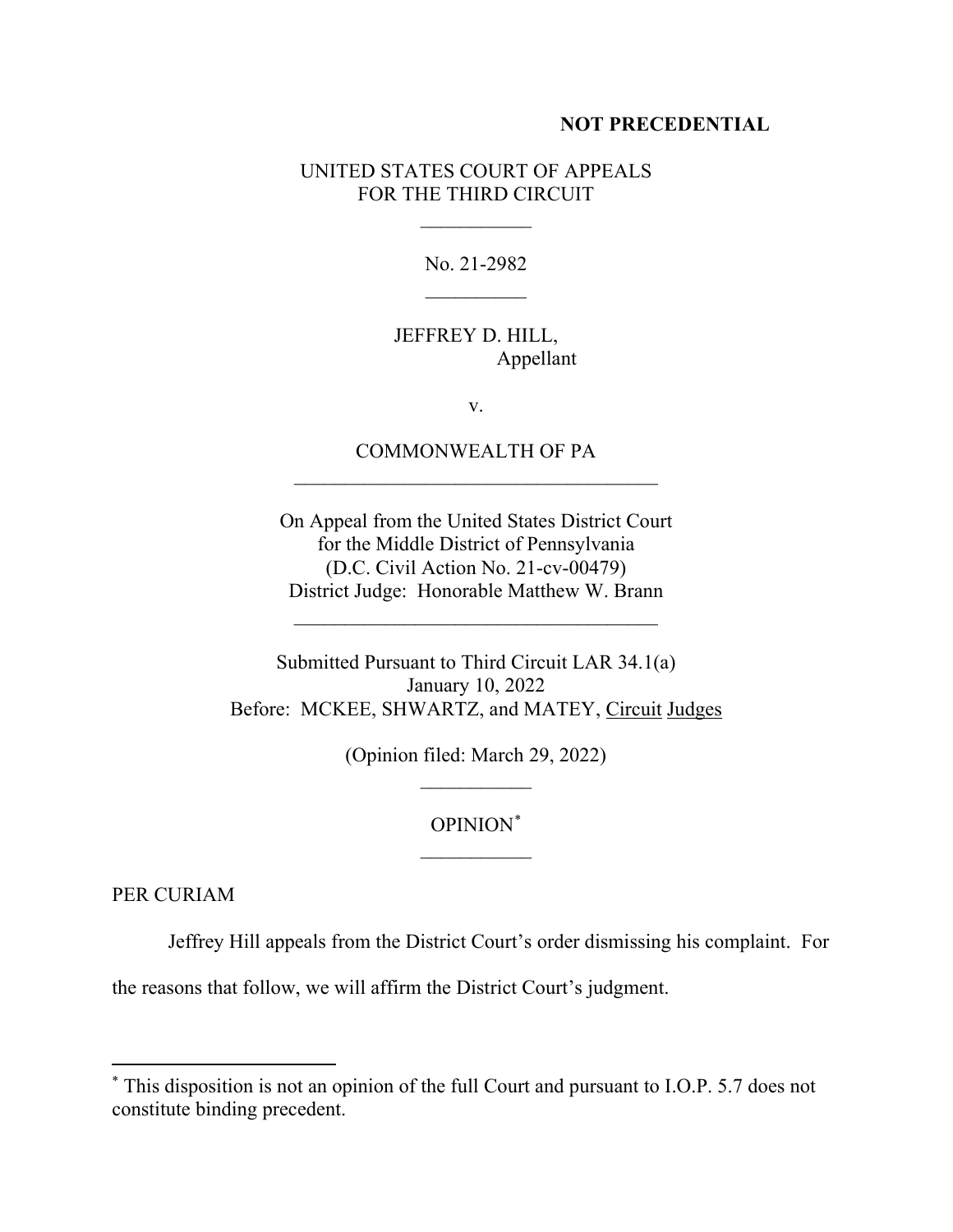**NOT PRECEDENTIAL**

UNITED STATES COURT OF APPEALS
FOR THE THIRD CIRCUIT

___________

No. 21-2982

__________

JEFFREY D. HILL,
Appellant

v.

COMMONWEALTH OF PA

____________________________________

On Appeal from the United States District Court
for the Middle District of Pennsylvania
(D.C. Civil Action No. 21-cv-00479)
District Judge: Honorable Matthew W. Brann

____________________________________

Submitted Pursuant to Third Circuit LAR 34.1(a)
January 10, 2022
Before: MCKEE, SHWARTZ, and MATEY, Circuit Judges

(Opinion filed: March 29, 2022)

___________

OPINION[*]

___________

PER CURIAM

Jeffrey Hill appeals from the District Court's order dismissing his complaint. For the reasons that follow, we will affirm the District Court's judgment.

---

[*] This disposition is not an opinion of the full Court and pursuant to I.O.P. 5.7 does not constitute binding precedent.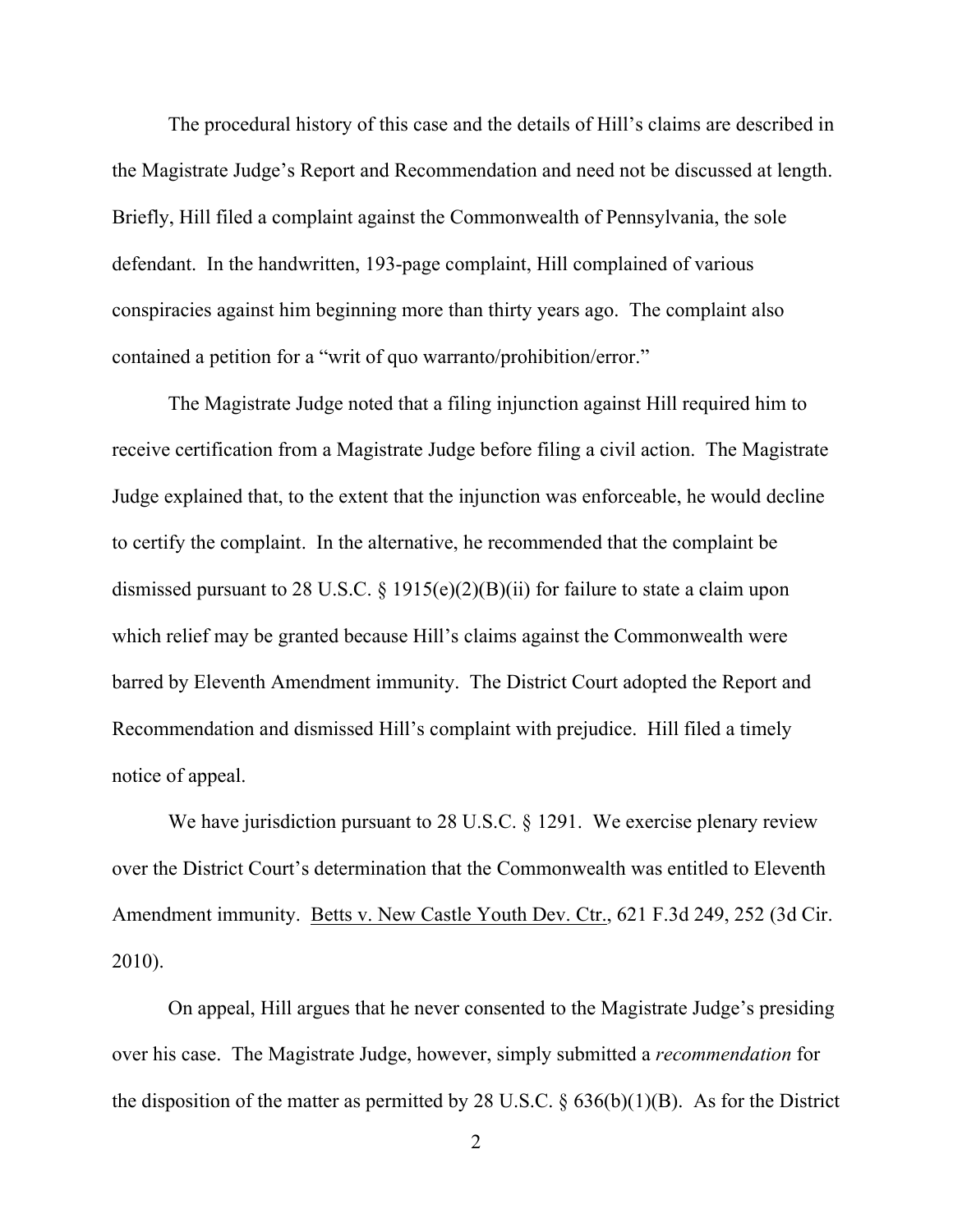The procedural history of this case and the details of Hill's claims are described in the Magistrate Judge's Report and Recommendation and need not be discussed at length. Briefly, Hill filed a complaint against the Commonwealth of Pennsylvania, the sole defendant. In the handwritten, 193-page complaint, Hill complained of various conspiracies against him beginning more than thirty years ago. The complaint also contained a petition for a "writ of quo warranto/prohibition/error."

The Magistrate Judge noted that a filing injunction against Hill required him to receive certification from a Magistrate Judge before filing a civil action. The Magistrate Judge explained that, to the extent that the injunction was enforceable, he would decline to certify the complaint. In the alternative, he recommended that the complaint be dismissed pursuant to 28 U.S.C. § 1915(e)(2)(B)(ii) for failure to state a claim upon which relief may be granted because Hill's claims against the Commonwealth were barred by Eleventh Amendment immunity. The District Court adopted the Report and Recommendation and dismissed Hill's complaint with prejudice. Hill filed a timely notice of appeal.

We have jurisdiction pursuant to 28 U.S.C. § 1291. We exercise plenary review over the District Court's determination that the Commonwealth was entitled to Eleventh Amendment immunity. Betts v. New Castle Youth Dev. Ctr., 621 F.3d 249, 252 (3d Cir. 2010).

On appeal, Hill argues that he never consented to the Magistrate Judge's presiding over his case. The Magistrate Judge, however, simply submitted a *recommendation* for the disposition of the matter as permitted by 28 U.S.C. § 636(b)(1)(B). As for the District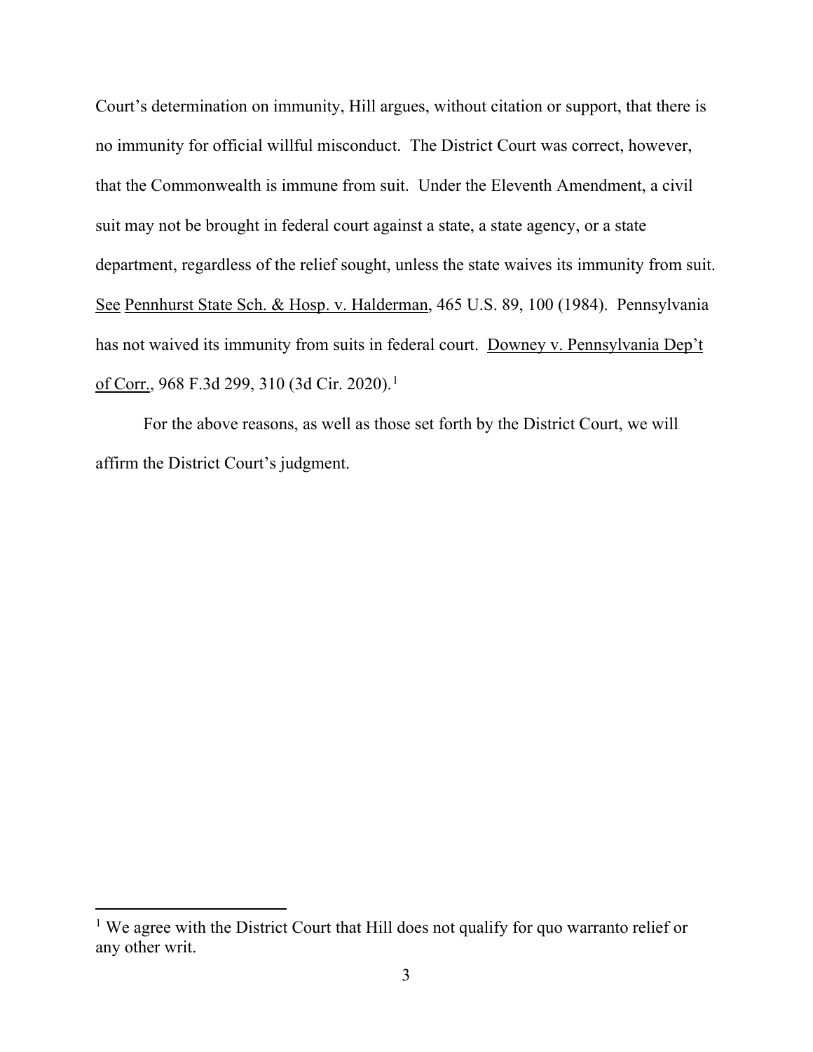Court's determination on immunity, Hill argues, without citation or support, that there is no immunity for official willful misconduct. The District Court was correct, however, that the Commonwealth is immune from suit. Under the Eleventh Amendment, a civil suit may not be brought in federal court against a state, a state agency, or a state department, regardless of the relief sought, unless the state waives its immunity from suit. See Pennhurst State Sch. & Hosp. v. Halderman, 465 U.S. 89, 100 (1984). Pennsylvania has not waived its immunity from suits in federal court. Downey v. Pennsylvania Dep't of Corr., 968 F.3d 299, 310 (3d Cir. 2020).[1]

For the above reasons, as well as those set forth by the District Court, we will affirm the District Court's judgment.

[1] We agree with the District Court that Hill does not qualify for quo warranto relief or any other writ.